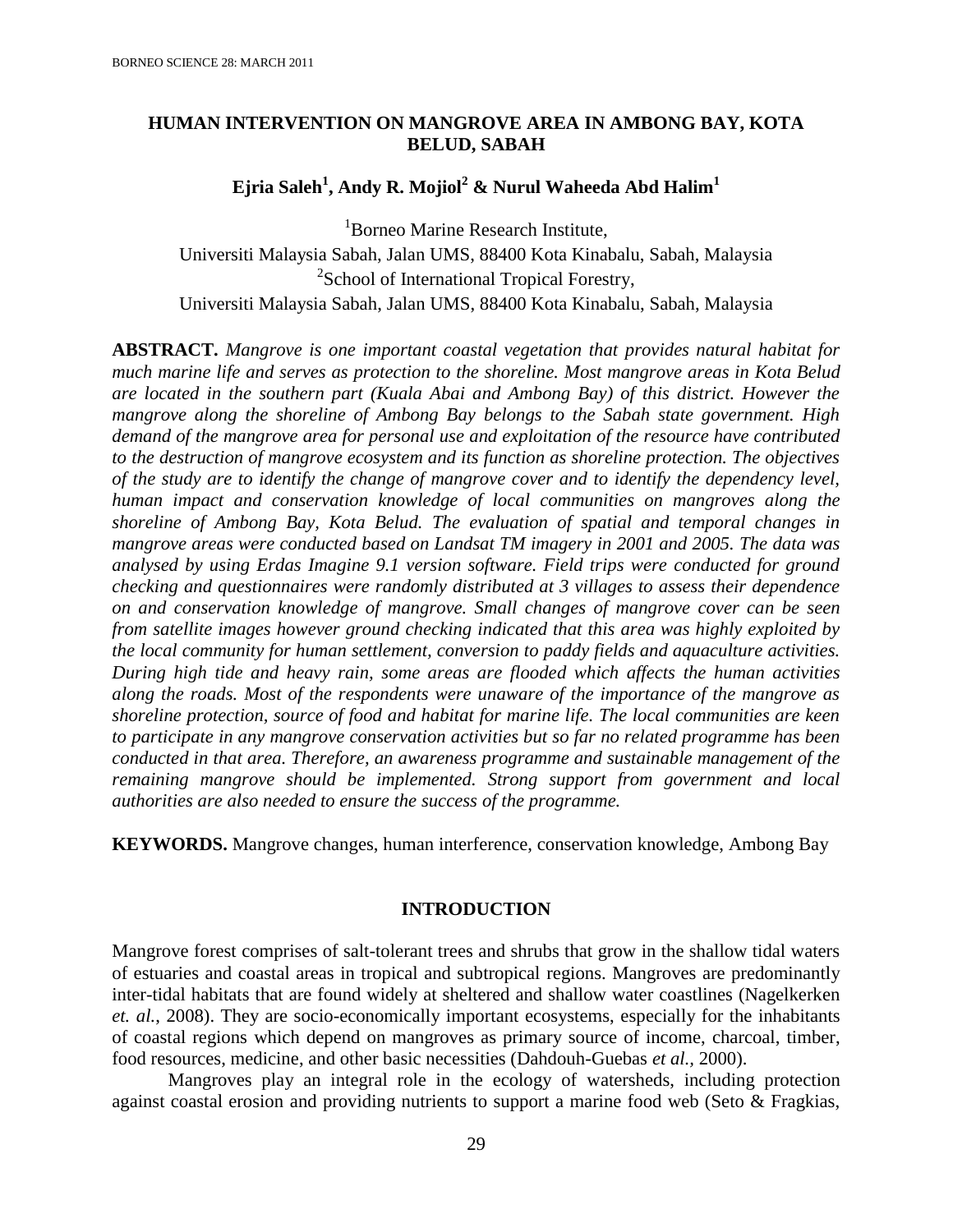# HUMAN INTERVENTION ON MANGROVE AREA IN AMBONG BAY, KOTA BELUD, SABAH

**Ejria Saleh[1], Andy R. Mojiol[2] & Nurul Waheeda Abd Halim[1]**

[1]Borneo Marine Research Institute,
Universiti Malaysia Sabah, Jalan UMS, 88400 Kota Kinabalu, Sabah, Malaysia
[2]School of International Tropical Forestry,
Universiti Malaysia Sabah, Jalan UMS, 88400 Kota Kinabalu, Sabah, Malaysia

**ABSTRACT.** *Mangrove is one important coastal vegetation that provides natural habitat for much marine life and serves as protection to the shoreline. Most mangrove areas in Kota Belud are located in the southern part (Kuala Abai and Ambong Bay) of this district. However the mangrove along the shoreline of Ambong Bay belongs to the Sabah state government. High demand of the mangrove area for personal use and exploitation of the resource have contributed to the destruction of mangrove ecosystem and its function as shoreline protection. The objectives of the study are to identify the change of mangrove cover and to identify the dependency level, human impact and conservation knowledge of local communities on mangroves along the shoreline of Ambong Bay, Kota Belud. The evaluation of spatial and temporal changes in mangrove areas were conducted based on Landsat TM imagery in 2001 and 2005. The data was analysed by using Erdas Imagine 9.1 version software. Field trips were conducted for ground checking and questionnaires were randomly distributed at 3 villages to assess their dependence on and conservation knowledge of mangrove. Small changes of mangrove cover can be seen from satellite images however ground checking indicated that this area was highly exploited by the local community for human settlement, conversion to paddy fields and aquaculture activities. During high tide and heavy rain, some areas are flooded which affects the human activities along the roads. Most of the respondents were unaware of the importance of the mangrove as shoreline protection, source of food and habitat for marine life. The local communities are keen to participate in any mangrove conservation activities but so far no related programme has been conducted in that area. Therefore, an awareness programme and sustainable management of the remaining mangrove should be implemented. Strong support from government and local authorities are also needed to ensure the success of the programme.*

**KEYWORDS.** Mangrove changes, human interference, conservation knowledge, Ambong Bay

## INTRODUCTION

Mangrove forest comprises of salt-tolerant trees and shrubs that grow in the shallow tidal waters of estuaries and coastal areas in tropical and subtropical regions. Mangroves are predominantly inter-tidal habitats that are found widely at sheltered and shallow water coastlines (Nagelkerken *et. al.*, 2008). They are socio-economically important ecosystems, especially for the inhabitants of coastal regions which depend on mangroves as primary source of income, charcoal, timber, food resources, medicine, and other basic necessities (Dahdouh-Guebas *et al.*, 2000).

Mangroves play an integral role in the ecology of watersheds, including protection against coastal erosion and providing nutrients to support a marine food web (Seto & Fragkias,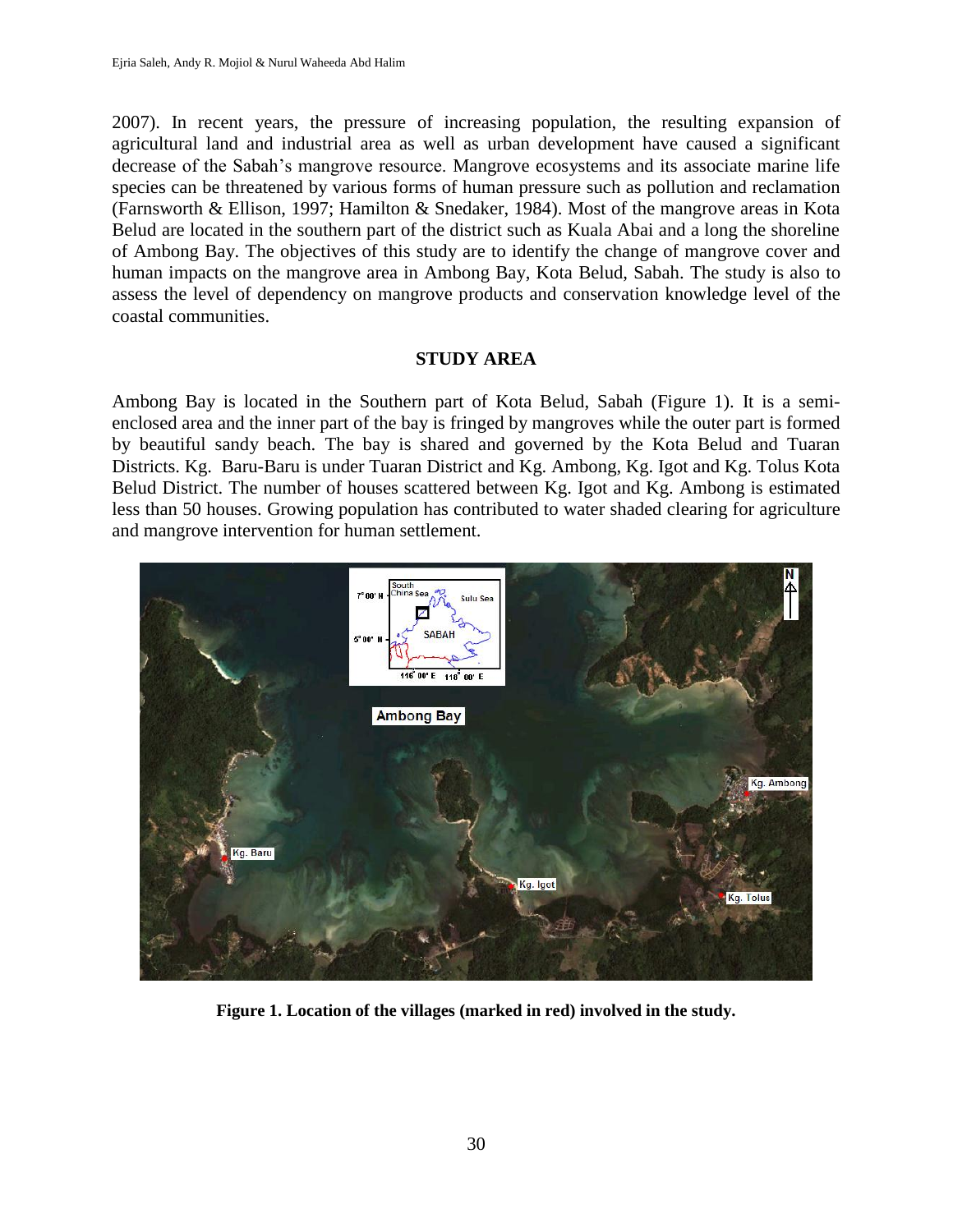2007). In recent years, the pressure of increasing population, the resulting expansion of agricultural land and industrial area as well as urban development have caused a significant decrease of the Sabah's mangrove resource. Mangrove ecosystems and its associate marine life species can be threatened by various forms of human pressure such as pollution and reclamation (Farnsworth & Ellison, 1997; Hamilton & Snedaker, 1984). Most of the mangrove areas in Kota Belud are located in the southern part of the district such as Kuala Abai and a long the shoreline of Ambong Bay. The objectives of this study are to identify the change of mangrove cover and human impacts on the mangrove area in Ambong Bay, Kota Belud, Sabah. The study is also to assess the level of dependency on mangrove products and conservation knowledge level of the coastal communities.

## STUDY AREA

Ambong Bay is located in the Southern part of Kota Belud, Sabah (Figure 1). It is a semi-enclosed area and the inner part of the bay is fringed by mangroves while the outer part is formed by beautiful sandy beach. The bay is shared and governed by the Kota Belud and Tuaran Districts. Kg. Baru-Baru is under Tuaran District and Kg. Ambong, Kg. Igot and Kg. Tolus Kota Belud District. The number of houses scattered between Kg. Igot and Kg. Ambong is estimated less than 50 houses. Growing population has contributed to water shaded clearing for agriculture and mangrove intervention for human settlement.

**Figure 1. Location of the villages (marked in red) involved in the study.**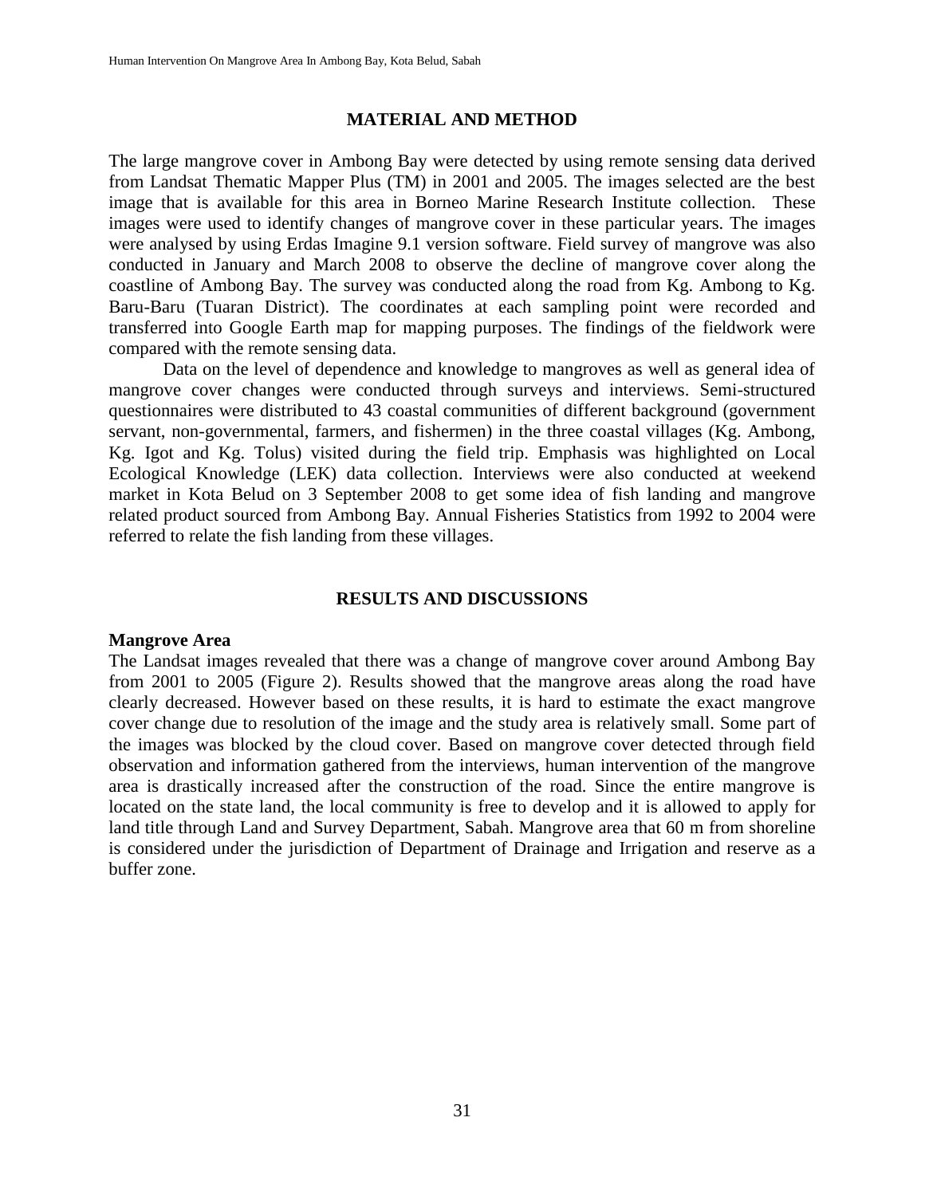## MATERIAL AND METHOD

The large mangrove cover in Ambong Bay were detected by using remote sensing data derived from Landsat Thematic Mapper Plus (TM) in 2001 and 2005. The images selected are the best image that is available for this area in Borneo Marine Research Institute collection. These images were used to identify changes of mangrove cover in these particular years. The images were analysed by using Erdas Imagine 9.1 version software. Field survey of mangrove was also conducted in January and March 2008 to observe the decline of mangrove cover along the coastline of Ambong Bay. The survey was conducted along the road from Kg. Ambong to Kg. Baru-Baru (Tuaran District). The coordinates at each sampling point were recorded and transferred into Google Earth map for mapping purposes. The findings of the fieldwork were compared with the remote sensing data.

Data on the level of dependence and knowledge to mangroves as well as general idea of mangrove cover changes were conducted through surveys and interviews. Semi-structured questionnaires were distributed to 43 coastal communities of different background (government servant, non-governmental, farmers, and fishermen) in the three coastal villages (Kg. Ambong, Kg. Igot and Kg. Tolus) visited during the field trip. Emphasis was highlighted on Local Ecological Knowledge (LEK) data collection. Interviews were also conducted at weekend market in Kota Belud on 3 September 2008 to get some idea of fish landing and mangrove related product sourced from Ambong Bay. Annual Fisheries Statistics from 1992 to 2004 were referred to relate the fish landing from these villages.

## RESULTS AND DISCUSSIONS

### Mangrove Area

The Landsat images revealed that there was a change of mangrove cover around Ambong Bay from 2001 to 2005 (Figure 2). Results showed that the mangrove areas along the road have clearly decreased. However based on these results, it is hard to estimate the exact mangrove cover change due to resolution of the image and the study area is relatively small. Some part of the images was blocked by the cloud cover. Based on mangrove cover detected through field observation and information gathered from the interviews, human intervention of the mangrove area is drastically increased after the construction of the road. Since the entire mangrove is located on the state land, the local community is free to develop and it is allowed to apply for land title through Land and Survey Department, Sabah. Mangrove area that 60 m from shoreline is considered under the jurisdiction of Department of Drainage and Irrigation and reserve as a buffer zone.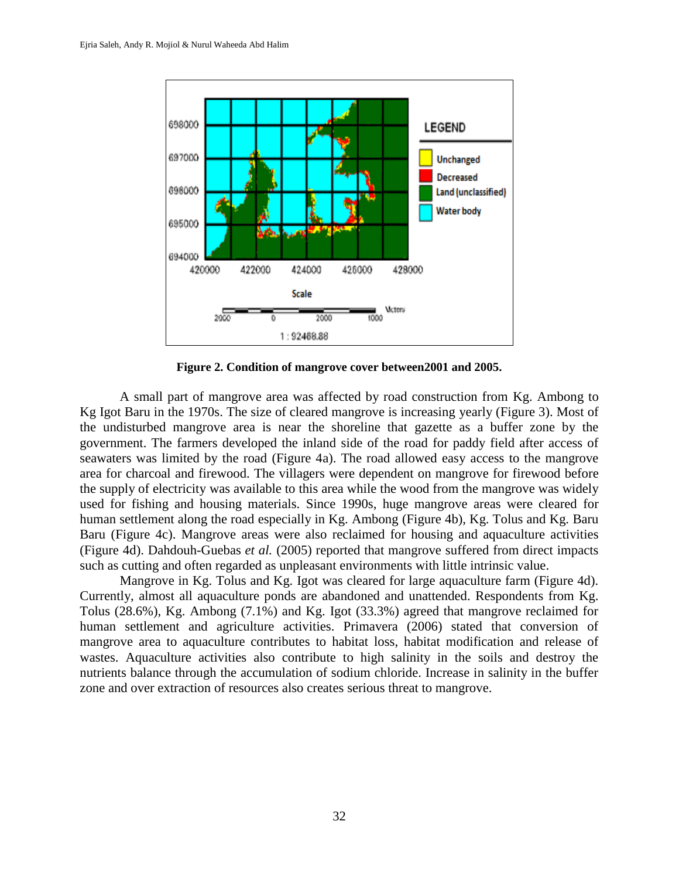**Figure 2. Condition of mangrove cover between2001 and 2005.**

A small part of mangrove area was affected by road construction from Kg. Ambong to Kg Igot Baru in the 1970s. The size of cleared mangrove is increasing yearly (Figure 3). Most of the undisturbed mangrove area is near the shoreline that gazette as a buffer zone by the government. The farmers developed the inland side of the road for paddy field after access of seawaters was limited by the road (Figure 4a). The road allowed easy access to the mangrove area for charcoal and firewood. The villagers were dependent on mangrove for firewood before the supply of electricity was available to this area while the wood from the mangrove was widely used for fishing and housing materials. Since 1990s, huge mangrove areas were cleared for human settlement along the road especially in Kg. Ambong (Figure 4b), Kg. Tolus and Kg. Baru Baru (Figure 4c). Mangrove areas were also reclaimed for housing and aquaculture activities (Figure 4d). Dahdouh-Guebas *et al.* (2005) reported that mangrove suffered from direct impacts such as cutting and often regarded as unpleasant environments with little intrinsic value.

Mangrove in Kg. Tolus and Kg. Igot was cleared for large aquaculture farm (Figure 4d). Currently, almost all aquaculture ponds are abandoned and unattended. Respondents from Kg. Tolus (28.6%), Kg. Ambong (7.1%) and Kg. Igot (33.3%) agreed that mangrove reclaimed for human settlement and agriculture activities. Primavera (2006) stated that conversion of mangrove area to aquaculture contributes to habitat loss, habitat modification and release of wastes. Aquaculture activities also contribute to high salinity in the soils and destroy the nutrients balance through the accumulation of sodium chloride. Increase in salinity in the buffer zone and over extraction of resources also creates serious threat to mangrove.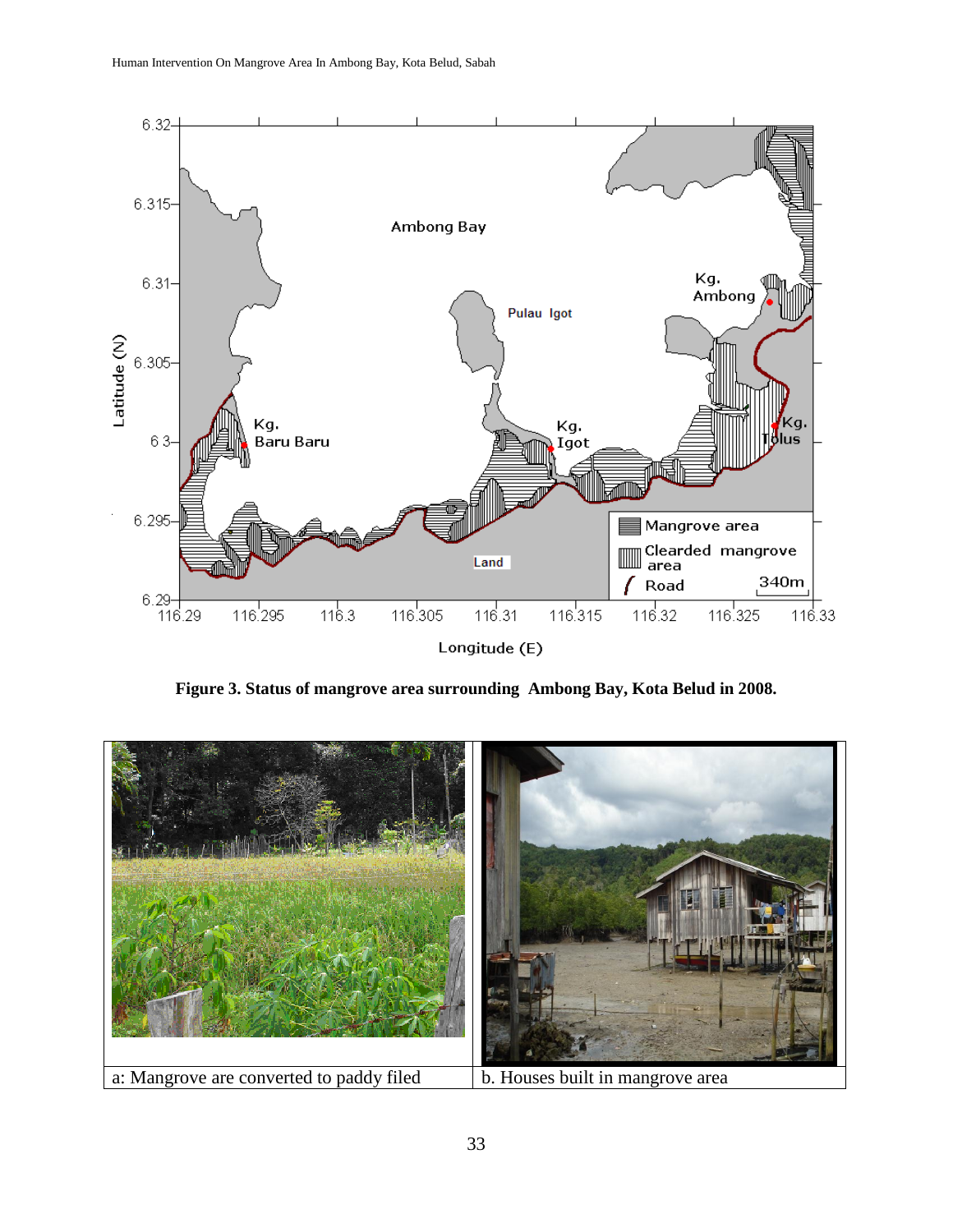Figure 3. Status of mangrove area surrounding Ambong Bay, Kota Belud in 2008.

| a: Mangrove are converted to paddy filed | b. Houses built in mangrove area |
| --- | --- |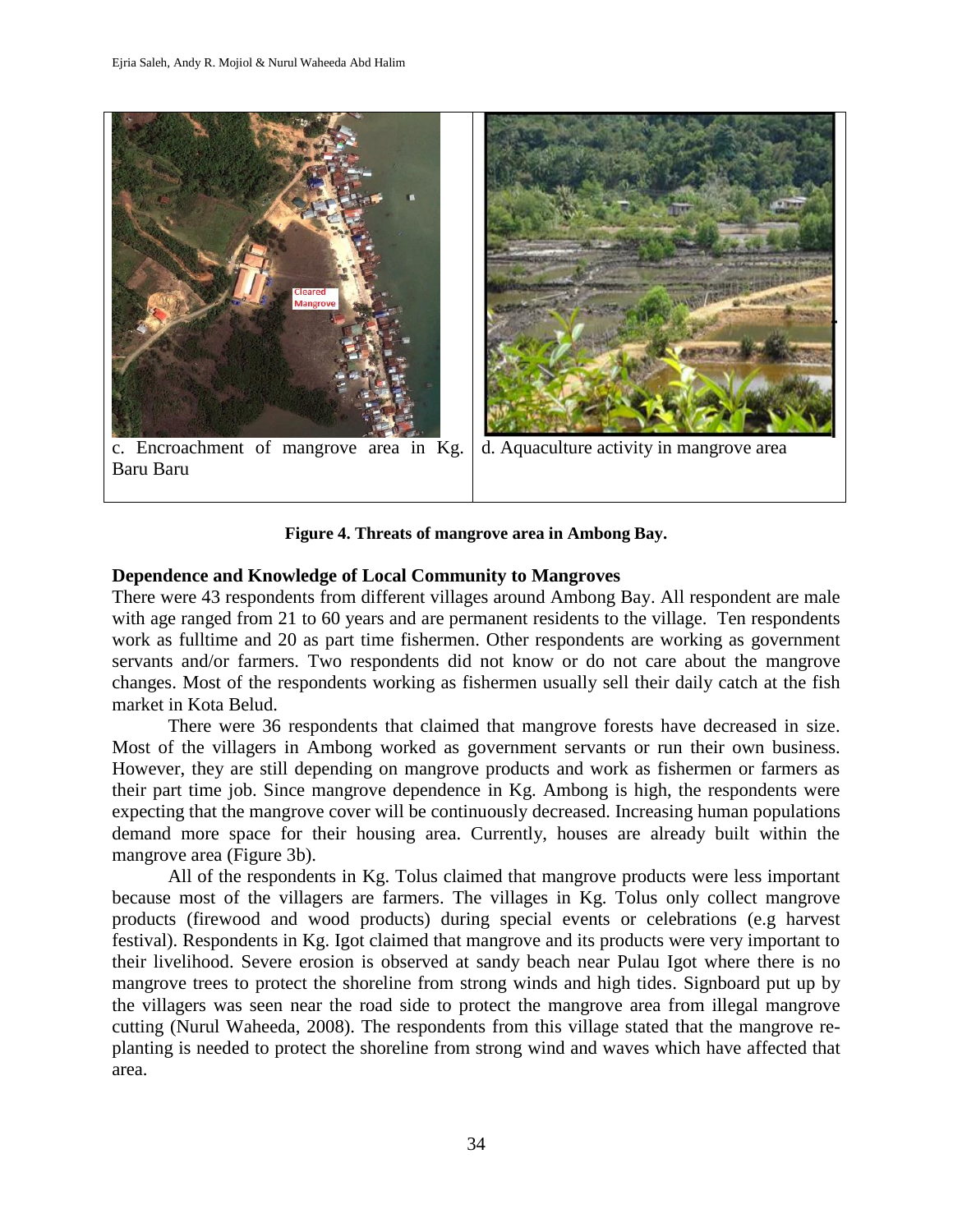c. Encroachment of mangrove area in Kg. Baru Baru

d. Aquaculture activity in mangrove area

**Figure 4. Threats of mangrove area in Ambong Bay.**

### Dependence and Knowledge of Local Community to Mangroves

There were 43 respondents from different villages around Ambong Bay. All respondent are male with age ranged from 21 to 60 years and are permanent residents to the village. Ten respondents work as fulltime and 20 as part time fishermen. Other respondents are working as government servants and/or farmers. Two respondents did not know or do not care about the mangrove changes. Most of the respondents working as fishermen usually sell their daily catch at the fish market in Kota Belud.

There were 36 respondents that claimed that mangrove forests have decreased in size. Most of the villagers in Ambong worked as government servants or run their own business. However, they are still depending on mangrove products and work as fishermen or farmers as their part time job. Since mangrove dependence in Kg. Ambong is high, the respondents were expecting that the mangrove cover will be continuously decreased. Increasing human populations demand more space for their housing area. Currently, houses are already built within the mangrove area (Figure 3b).

All of the respondents in Kg. Tolus claimed that mangrove products were less important because most of the villagers are farmers. The villages in Kg. Tolus only collect mangrove products (firewood and wood products) during special events or celebrations (e.g harvest festival). Respondents in Kg. Igot claimed that mangrove and its products were very important to their livelihood. Severe erosion is observed at sandy beach near Pulau Igot where there is no mangrove trees to protect the shoreline from strong winds and high tides. Signboard put up by the villagers was seen near the road side to protect the mangrove area from illegal mangrove cutting (Nurul Waheeda, 2008). The respondents from this village stated that the mangrove re-planting is needed to protect the shoreline from strong wind and waves which have affected that area.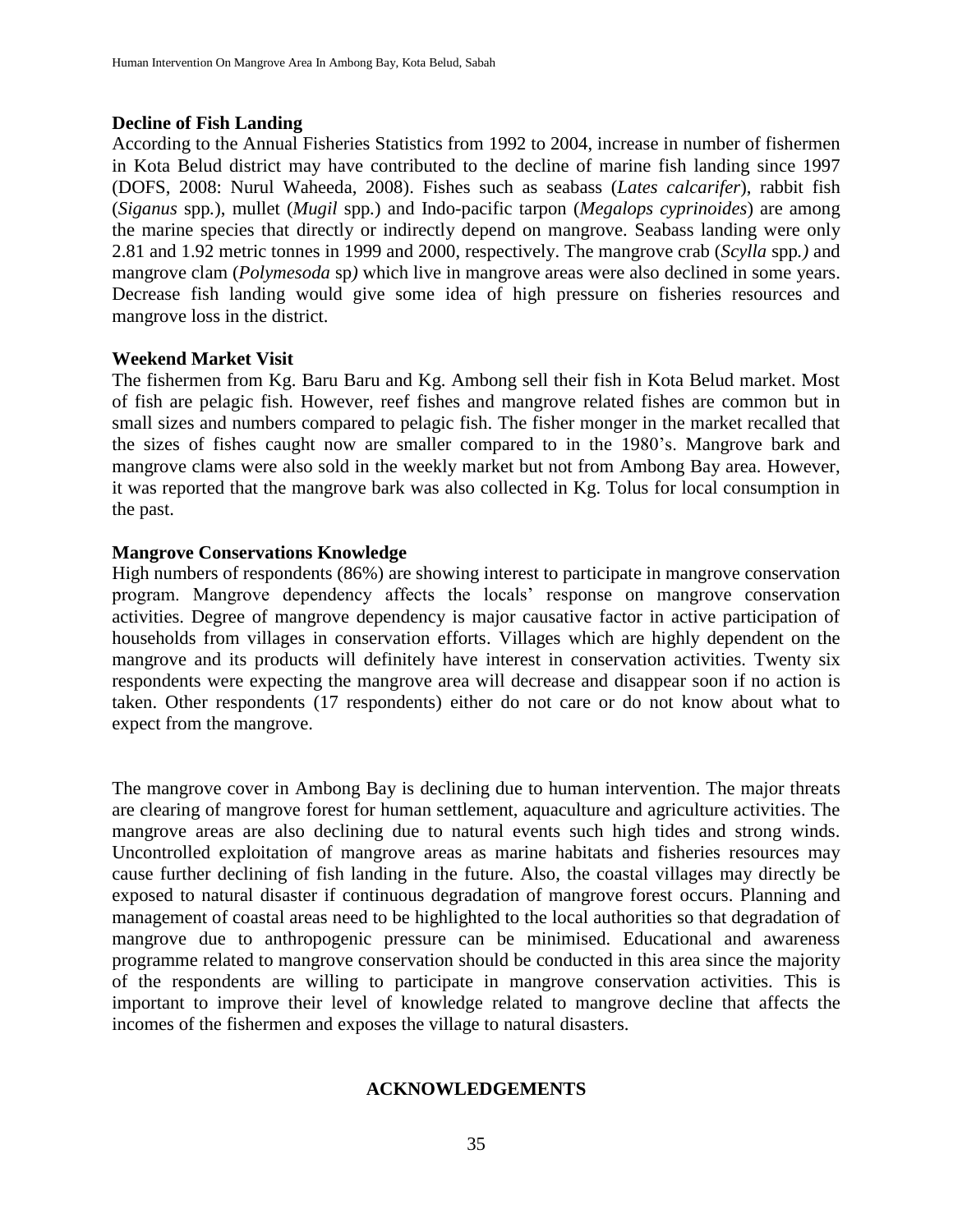**Decline of Fish Landing**

According to the Annual Fisheries Statistics from 1992 to 2004, increase in number of fishermen in Kota Belud district may have contributed to the decline of marine fish landing since 1997 (DOFS, 2008: Nurul Waheeda, 2008). Fishes such as seabass (*Lates calcarifer*), rabbit fish (*Siganus* spp.), mullet (*Mugil* spp.) and Indo-pacific tarpon (*Megalops cyprinoides*) are among the marine species that directly or indirectly depend on mangrove. Seabass landing were only 2.81 and 1.92 metric tonnes in 1999 and 2000, respectively. The mangrove crab (*Scylla* spp*.)* and mangrove clam (*Polymesoda* sp*)* which live in mangrove areas were also declined in some years. Decrease fish landing would give some idea of high pressure on fisheries resources and mangrove loss in the district.

**Weekend Market Visit**

The fishermen from Kg. Baru Baru and Kg. Ambong sell their fish in Kota Belud market. Most of fish are pelagic fish. However, reef fishes and mangrove related fishes are common but in small sizes and numbers compared to pelagic fish. The fisher monger in the market recalled that the sizes of fishes caught now are smaller compared to in the 1980's. Mangrove bark and mangrove clams were also sold in the weekly market but not from Ambong Bay area. However, it was reported that the mangrove bark was also collected in Kg. Tolus for local consumption in the past.

**Mangrove Conservations Knowledge**

High numbers of respondents (86%) are showing interest to participate in mangrove conservation program. Mangrove dependency affects the locals' response on mangrove conservation activities. Degree of mangrove dependency is major causative factor in active participation of households from villages in conservation efforts. Villages which are highly dependent on the mangrove and its products will definitely have interest in conservation activities. Twenty six respondents were expecting the mangrove area will decrease and disappear soon if no action is taken. Other respondents (17 respondents) either do not care or do not know about what to expect from the mangrove.

The mangrove cover in Ambong Bay is declining due to human intervention. The major threats are clearing of mangrove forest for human settlement, aquaculture and agriculture activities. The mangrove areas are also declining due to natural events such high tides and strong winds. Uncontrolled exploitation of mangrove areas as marine habitats and fisheries resources may cause further declining of fish landing in the future. Also, the coastal villages may directly be exposed to natural disaster if continuous degradation of mangrove forest occurs. Planning and management of coastal areas need to be highlighted to the local authorities so that degradation of mangrove due to anthropogenic pressure can be minimised. Educational and awareness programme related to mangrove conservation should be conducted in this area since the majority of the respondents are willing to participate in mangrove conservation activities. This is important to improve their level of knowledge related to mangrove decline that affects the incomes of the fishermen and exposes the village to natural disasters.

## ACKNOWLEDGEMENTS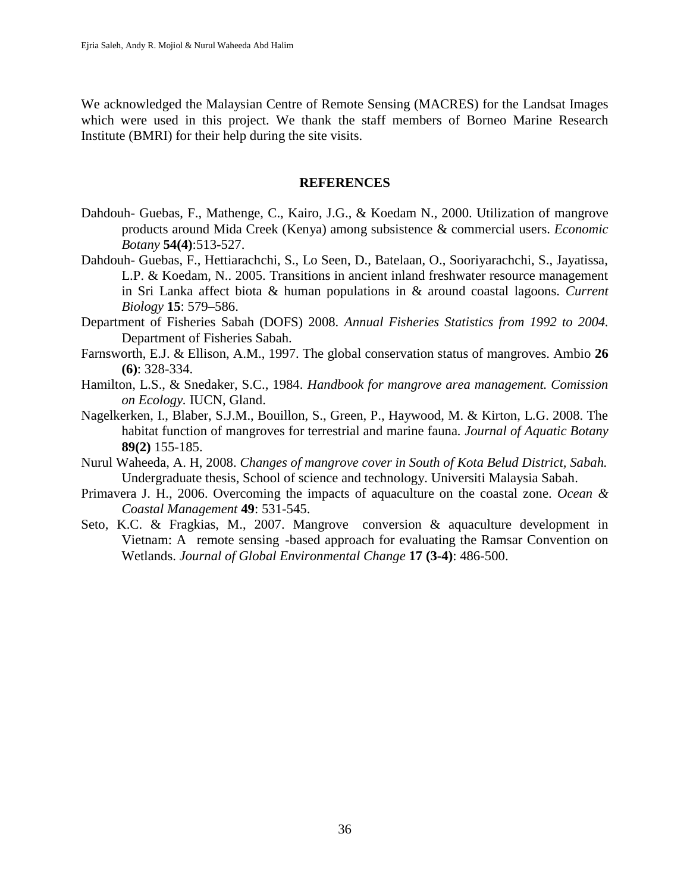We acknowledged the Malaysian Centre of Remote Sensing (MACRES) for the Landsat Images which were used in this project. We thank the staff members of Borneo Marine Research Institute (BMRI) for their help during the site visits.

## REFERENCES

Dahdouh- Guebas, F., Mathenge, C., Kairo, J.G., & Koedam N., 2000. Utilization of mangrove products around Mida Creek (Kenya) among subsistence & commercial users. *Economic Botany* **54(4)**:513-527.

Dahdouh- Guebas, F., Hettiarachchi, S., Lo Seen, D., Batelaan, O., Sooriyarachchi, S., Jayatissa, L.P. & Koedam, N.. 2005. Transitions in ancient inland freshwater resource management in Sri Lanka affect biota & human populations in & around coastal lagoons. *Current Biology* **15**: 579–586.

Department of Fisheries Sabah (DOFS) 2008. *Annual Fisheries Statistics from 1992 to 2004.* Department of Fisheries Sabah.

Farnsworth, E.J. & Ellison, A.M., 1997. The global conservation status of mangroves. Ambio **26 (6)**: 328-334.

Hamilton, L.S., & Snedaker, S.C., 1984. *Handbook for mangrove area management. Comission on Ecology.* IUCN, Gland.

Nagelkerken, I., Blaber, S.J.M., Bouillon, S., Green, P., Haywood, M. & Kirton, L.G. 2008. The habitat function of mangroves for terrestrial and marine fauna. *Journal of Aquatic Botany* **89(2)** 155-185.

Nurul Waheeda, A. H, 2008. *Changes of mangrove cover in South of Kota Belud District, Sabah.* Undergraduate thesis, School of science and technology. Universiti Malaysia Sabah.

Primavera J. H., 2006. Overcoming the impacts of aquaculture on the coastal zone. *Ocean & Coastal Management* **49**: 531-545.

Seto, K.C. & Fragkias, M., 2007. Mangrove conversion & aquaculture development in Vietnam: A remote sensing -based approach for evaluating the Ramsar Convention on Wetlands. *Journal of Global Environmental Change* **17 (3-4)**: 486-500.